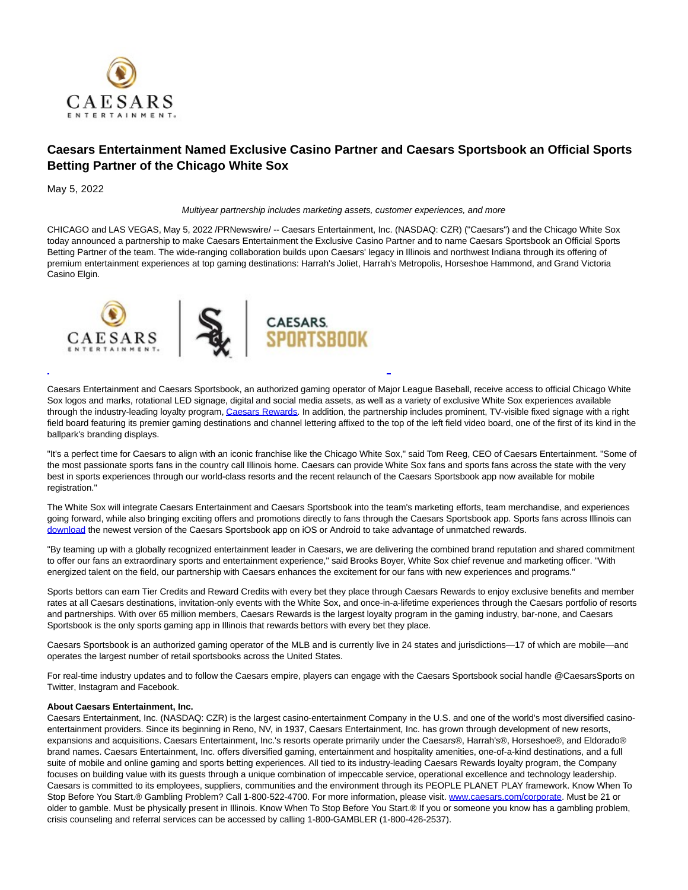# Caesars Entertainment Named Exclusive Casino Partner and Caesars Sportsbook an Official Sports Betting Partner of the Chicago White Sox

May 5, 2022

*Multiyear partnership includes marketing assets, customer experiences, and more*

CHICAGO and LAS VEGAS, May 5, 2022 /PRNewswire/ -- Caesars Entertainment, Inc. (NASDAQ: CZR) ("Caesars") and the Chicago White Sox today announced a partnership to make Caesars Entertainment the Exclusive Casino Partner and to name Caesars Sportsbook an Official Sports Betting Partner of the team. The wide-ranging collaboration builds upon Caesars' legacy in Illinois and northwest Indiana through its offering of premium entertainment experiences at top gaming destinations: Harrah's Joliet, Harrah's Metropolis, Horseshoe Hammond, and Grand Victoria Casino Elgin.

Caesars Entertainment and Caesars Sportsbook, an authorized gaming operator of Major League Baseball, receive access to official Chicago White Sox logos and marks, rotational LED signage, digital and social media assets, as well as a variety of exclusive White Sox experiences available through the industry-leading loyalty program, Caesars Rewards. In addition, the partnership includes prominent, TV-visible fixed signage with a right field board featuring its premier gaming destinations and channel lettering affixed to the top of the left field video board, one of the first of its kind in the ballpark's branding displays.

"It's a perfect time for Caesars to align with an iconic franchise like the Chicago White Sox," said Tom Reeg, CEO of Caesars Entertainment. "Some of the most passionate sports fans in the country call Illinois home. Caesars can provide White Sox fans and sports fans across the state with the very best in sports experiences through our world-class resorts and the recent relaunch of the Caesars Sportsbook app now available for mobile registration."

The White Sox will integrate Caesars Entertainment and Caesars Sportsbook into the team's marketing efforts, team merchandise, and experiences going forward, while also bringing exciting offers and promotions directly to fans through the Caesars Sportsbook app. Sports fans across Illinois can download the newest version of the Caesars Sportsbook app on iOS or Android to take advantage of unmatched rewards.

"By teaming up with a globally recognized entertainment leader in Caesars, we are delivering the combined brand reputation and shared commitment to offer our fans an extraordinary sports and entertainment experience," said Brooks Boyer, White Sox chief revenue and marketing officer. "With energized talent on the field, our partnership with Caesars enhances the excitement for our fans with new experiences and programs."

Sports bettors can earn Tier Credits and Reward Credits with every bet they place through Caesars Rewards to enjoy exclusive benefits and member rates at all Caesars destinations, invitation-only events with the White Sox, and once-in-a-lifetime experiences through the Caesars portfolio of resorts and partnerships. With over 65 million members, Caesars Rewards is the largest loyalty program in the gaming industry, bar-none, and Caesars Sportsbook is the only sports gaming app in Illinois that rewards bettors with every bet they place.

Caesars Sportsbook is an authorized gaming operator of the MLB and is currently live in 24 states and jurisdictions—17 of which are mobile—and operates the largest number of retail sportsbooks across the United States.

For real-time industry updates and to follow the Caesars empire, players can engage with the Caesars Sportsbook social handle @CaesarsSports on Twitter, Instagram and Facebook.

**About Caesars Entertainment, Inc.**

Caesars Entertainment, Inc. (NASDAQ: CZR) is the largest casino-entertainment Company in the U.S. and one of the world's most diversified casino-entertainment providers. Since its beginning in Reno, NV, in 1937, Caesars Entertainment, Inc. has grown through development of new resorts, expansions and acquisitions. Caesars Entertainment, Inc.'s resorts operate primarily under the Caesars®, Harrah's®, Horseshoe®, and Eldorado® brand names. Caesars Entertainment, Inc. offers diversified gaming, entertainment and hospitality amenities, one-of-a-kind destinations, and a full suite of mobile and online gaming and sports betting experiences. All tied to its industry-leading Caesars Rewards loyalty program, the Company focuses on building value with its guests through a unique combination of impeccable service, operational excellence and technology leadership. Caesars is committed to its employees, suppliers, communities and the environment through its PEOPLE PLANET PLAY framework. Know When To Stop Before You Start.® Gambling Problem? Call 1-800-522-4700. For more information, please visit. www.caesars.com/corporate. Must be 21 or older to gamble. Must be physically present in Illinois. Know When To Stop Before You Start.® If you or someone you know has a gambling problem, crisis counseling and referral services can be accessed by calling 1-800-GAMBLER (1-800-426-2537).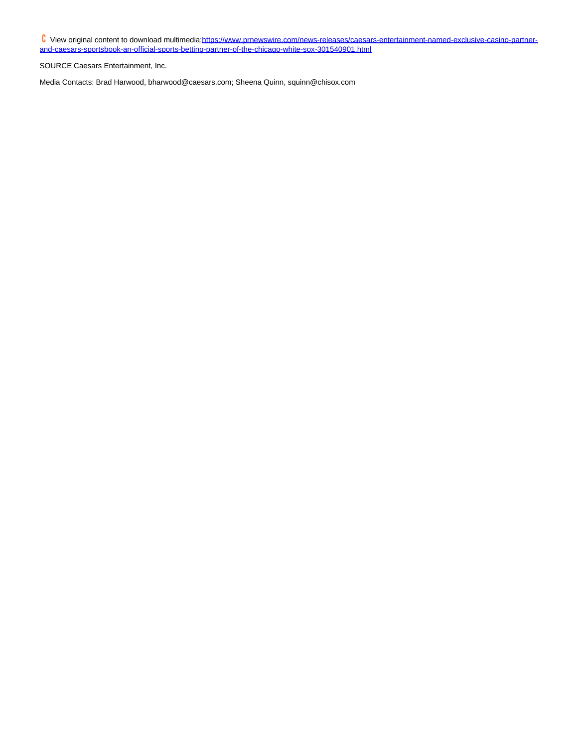View original content to download multimedia:[https://www.prnewswire.com/news-releases/caesars-entertainment-named-exclusive-casino-partner-and-caesars-sportsbook-an-official-sports-betting-partner-of-the-chicago-white-sox-301540901.html](https://www.prnewswire.com/news-releases/caesars-entertainment-named-exclusive-casino-partner-and-caesars-sportsbook-an-official-sports-betting-partner-of-the-chicago-white-sox-301540901.html)

SOURCE Caesars Entertainment, Inc.

Media Contacts: Brad Harwood, bharwood@caesars.com; Sheena Quinn, squinn@chisox.com